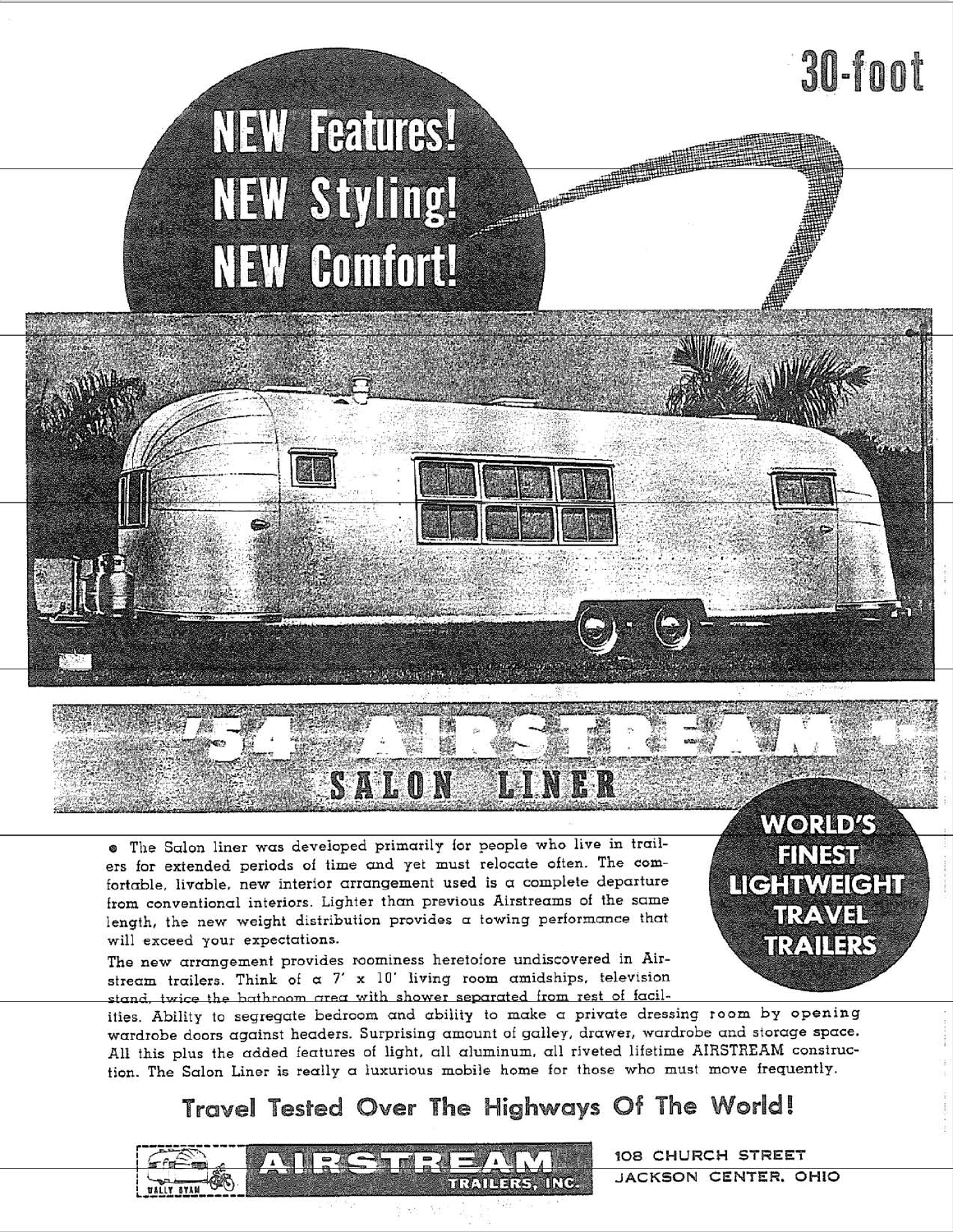30-foot

# NEW Features! NEW Styling! NEW Comfort!

# '54 AIRSTREAM SALON LINER

## WORLD'S FINEST LIGHTWEIGHT TRAVEL TRAILERS

• The Salon liner was developed primarily for people who live in trailers for extended periods of time and yet must relocate often. The comfortable, livable, new interior arrangement used is a complete departure from conventional interiors. Lighter than previous Airstreams of the same length, the new weight distribution provides a towing performance that will exceed your expectations.

The new arrangement provides roominess heretofore undiscovered in Airstream trailers. Think of a 7' x 10' living room amidships, television stand, twice the bathroom area with shower separated from rest of facilities. Ability to segregate bedroom and ability to make a private dressing room by opening wardrobe doors against headers. Surprising amount of galley, drawer, wardrobe and storage space. All this plus the added features of light, all aluminum, all riveted lifetime AIRSTREAM construction. The Salon Liner is really a luxurious mobile home for those who must move frequently.

## Travel Tested Over The Highways Of The World!

WALLY BYAM

AIRSTREAM TRAILERS, INC.

108 CHURCH STREET
JACKSON CENTER, OHIO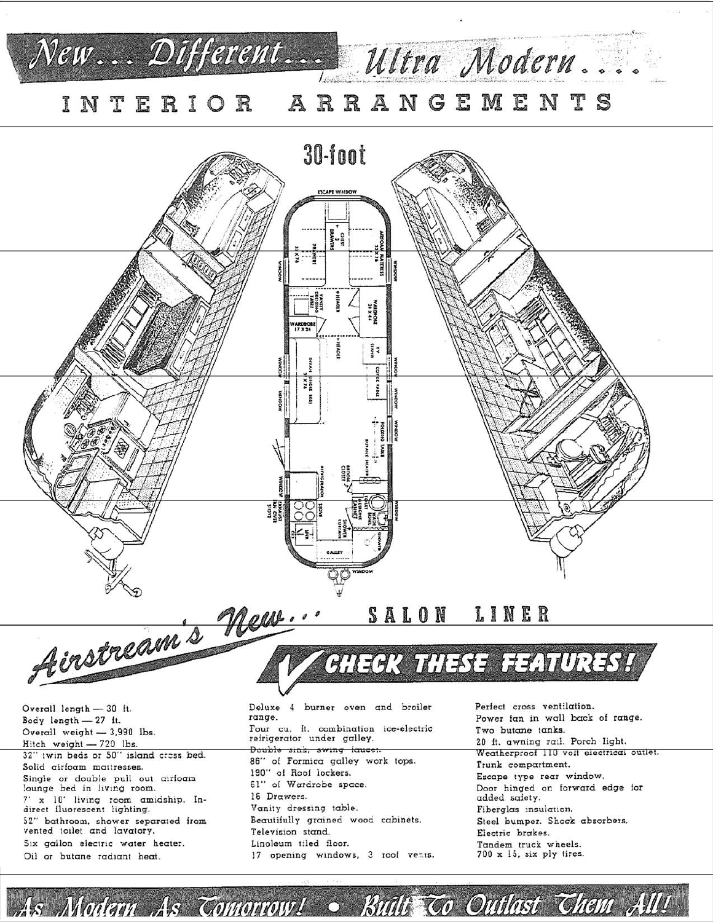# New... Different... Ultra Modern....

## INTERIOR ARRANGEMENTS

30-foot

ESCAPE WINDOW

CHEST 3 DRAWERS

DRAWERS 32 X 74

AIRFOAM MATTRESS 32 X 74

WINDOW

WINDOW

VANITY DRESSING TABLE

HEADER

WARDROBE 24 X 44

WARDROBE 17 X 24

HEADER

TV STAND

WINDOW

WINDOW

DIVAN SINGLE BED 31 X 74

COFFEE TABLE

WINDOW

WINDOW

FOLDING TABLE

BUTANE HEATER

WINDOW

BROOM CLOSET

REFRIGERATOR

STOVE

TOILET BOWL

MEDICINE CABINET

WASH BOWL

WINDOW

WINDOW

EXHAUST FAN OVER STOVE

SINK

SHOWER CURTAIN

SHOWER

GALLEY

WINDOW

## Airstream's New... SALON LINER

## CHECK THESE FEATURES!

Overall length — 30 ft.
Body length — 27 ft.
Overall weight — 3,990 lbs.
Hitch weight — 720 lbs.
32" twin beds or 50" island cross bed.
Solid airfoam mattresses.
Single or double pull out airfoam lounge bed in living room.
7' x 10' living room amidship. Indirect fluorescent lighting.
52" bathroom, shower separated from vented toilet and lavatory.
Six gallon electric water heater.
Oil or butane radiant heat.

Deluxe 4 burner oven and broiler range.
Four cu. ft. combination ice-electric refrigerator under galley.
~~Double sink, swing faucet.~~
86" of Formica galley work tops.
190" of Roof lockers.
61" of Wardrobe space.
16 Drawers.
Vanity dressing table.
Beautifully grained wood cabinets.
Television stand.
Linoleum tiled floor.
17 opening windows, 3 roof vents.

Perfect cross ventilation.
Power fan in wall back of range.
Two butane tanks.
20 ft. awning rail. Porch light.
Weatherproof 110 volt electrical outlet.
Trunk compartment.
Escape type rear window.
Door hinged on forward edge for added safety.
Fiberglas insulation.
Steel bumper. Shock absorbers.
Electric brakes.
Tandem truck wheels.
700 x 15, six ply tires.

As Modern As Tomorrow! • Built To Outlast Them All!